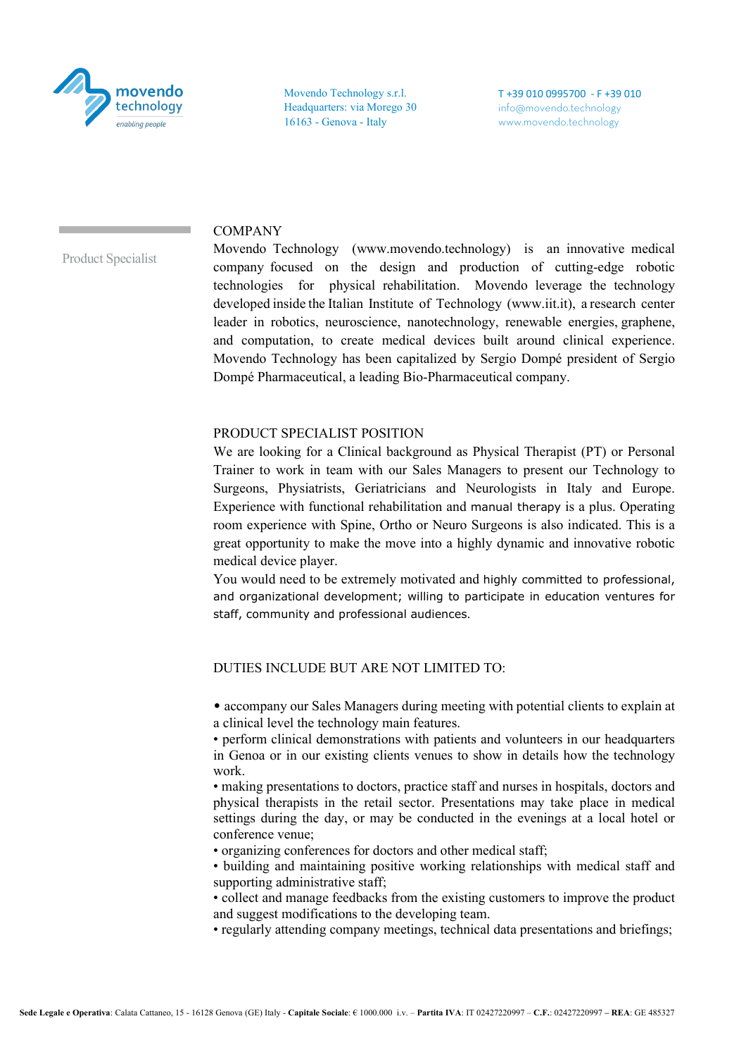movendo technology
*enabling people*

Movendo Technology s.r.l.
Headquarters: via Morego 30
16163 - Genova - Italy

T +39 010 0995700 - F +39 010
info@movendo.technology
www.movendo.technology

Product Specialist

## COMPANY

Movendo Technology (www.movendo.technology) is an innovative medical company focused on the design and production of cutting-edge robotic technologies for physical rehabilitation. Movendo leverage the technology developed inside the Italian Institute of Technology (www.iit.it), a research center leader in robotics, neuroscience, nanotechnology, renewable energies, graphene, and computation, to create medical devices built around clinical experience. Movendo Technology has been capitalized by Sergio Dompé president of Sergio Dompé Pharmaceutical, a leading Bio-Pharmaceutical company.

## PRODUCT SPECIALIST POSITION

We are looking for a Clinical background as Physical Therapist (PT) or Personal Trainer to work in team with our Sales Managers to present our Technology to Surgeons, Physiatrists, Geriatricians and Neurologists in Italy and Europe. Experience with functional rehabilitation and manual therapy is a plus. Operating room experience with Spine, Ortho or Neuro Surgeons is also indicated. This is a great opportunity to make the move into a highly dynamic and innovative robotic medical device player.
You would need to be extremely motivated and highly committed to professional, and organizational development; willing to participate in education ventures for staff, community and professional audiences.

## DUTIES INCLUDE BUT ARE NOT LIMITED TO:

- accompany our Sales Managers during meeting with potential clients to explain at a clinical level the technology main features.
- perform clinical demonstrations with patients and volunteers in our headquarters in Genoa or in our existing clients venues to show in details how the technology work.
- making presentations to doctors, practice staff and nurses in hospitals, doctors and physical therapists in the retail sector. Presentations may take place in medical settings during the day, or may be conducted in the evenings at a local hotel or conference venue;
- organizing conferences for doctors and other medical staff;
- building and maintaining positive working relationships with medical staff and supporting administrative staff;
- collect and manage feedbacks from the existing customers to improve the product and suggest modifications to the developing team.
- regularly attending company meetings, technical data presentations and briefings;

**Sede Legale e Operativa**: Calata Cattaneo, 15 - 16128 Genova (GE) Italy - **Capitale Sociale**: € 1000.000 i.v. – **Partita IVA**: IT 02427220997 – **C.F.**: 02427220997 – **REA**: GE 485327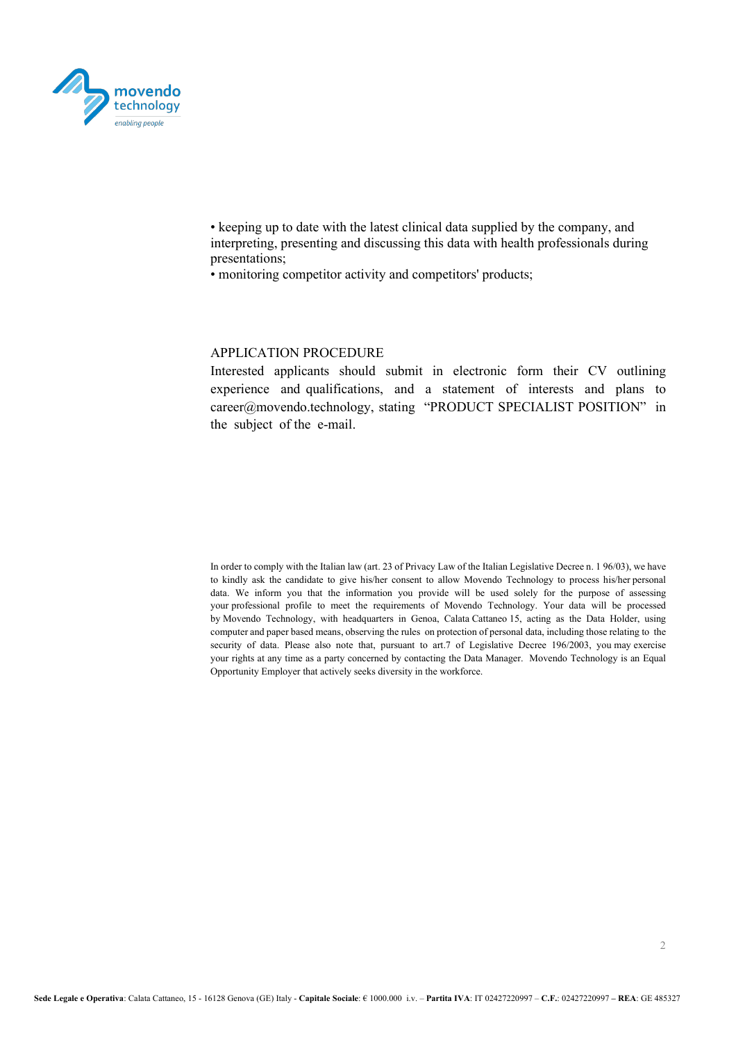• keeping up to date with the latest clinical data supplied by the company, and interpreting, presenting and discussing this data with health professionals during presentations;
• monitoring competitor activity and competitors' products;

APPLICATION PROCEDURE

Interested applicants should submit in electronic form their CV outlining experience and qualifications, and a statement of interests and plans to career@movendo.technology, stating "PRODUCT SPECIALIST POSITION" in the subject of the e-mail.

In order to comply with the Italian law (art. 23 of Privacy Law of the Italian Legislative Decree n. 1 96/03), we have to kindly ask the candidate to give his/her consent to allow Movendo Technology to process his/her personal data. We inform you that the information you provide will be used solely for the purpose of assessing your professional profile to meet the requirements of Movendo Technology. Your data will be processed by Movendo Technology, with headquarters in Genoa, Calata Cattaneo 15, acting as the Data Holder, using computer and paper based means, observing the rules on protection of personal data, including those relating to the security of data. Please also note that, pursuant to art.7 of Legislative Decree 196/2003, you may exercise your rights at any time as a party concerned by contacting the Data Manager. Movendo Technology is an Equal Opportunity Employer that actively seeks diversity in the workforce.